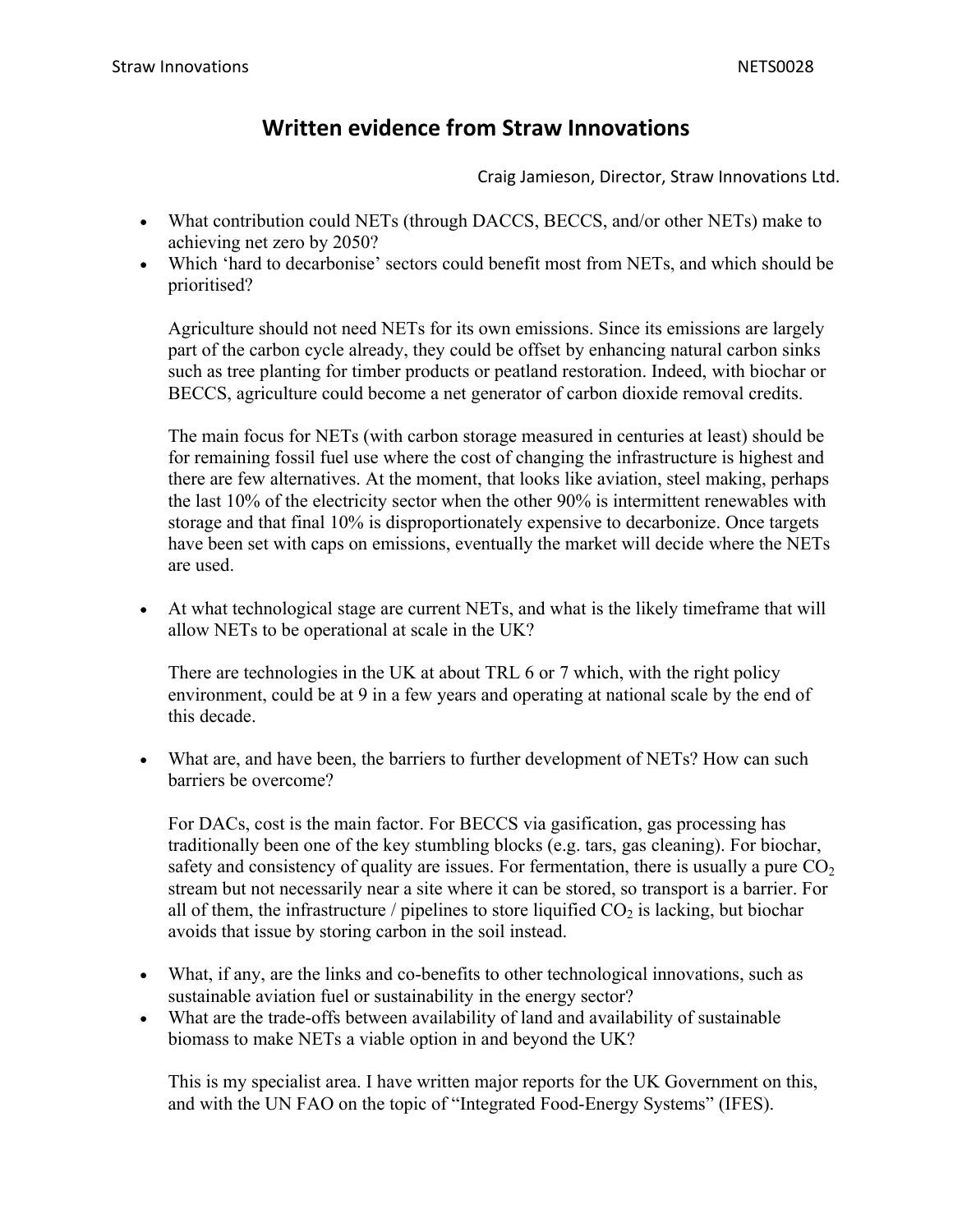# Written evidence from Straw Innovations

Craig Jamieson, Director, Straw Innovations Ltd.

- What contribution could NETs (through DACCS, BECCS, and/or other NETs) make to achieving net zero by 2050?
- Which 'hard to decarbonise' sectors could benefit most from NETs, and which should be prioritised?

Agriculture should not need NETs for its own emissions. Since its emissions are largely part of the carbon cycle already, they could be offset by enhancing natural carbon sinks such as tree planting for timber products or peatland restoration. Indeed, with biochar or BECCS, agriculture could become a net generator of carbon dioxide removal credits.

The main focus for NETs (with carbon storage measured in centuries at least) should be for remaining fossil fuel use where the cost of changing the infrastructure is highest and there are few alternatives. At the moment, that looks like aviation, steel making, perhaps the last 10% of the electricity sector when the other 90% is intermittent renewables with storage and that final 10% is disproportionately expensive to decarbonize. Once targets have been set with caps on emissions, eventually the market will decide where the NETs are used.

- At what technological stage are current NETs, and what is the likely timeframe that will allow NETs to be operational at scale in the UK?

There are technologies in the UK at about TRL 6 or 7 which, with the right policy environment, could be at 9 in a few years and operating at national scale by the end of this decade.

- What are, and have been, the barriers to further development of NETs? How can such barriers be overcome?

For DACs, cost is the main factor. For BECCS via gasification, gas processing has traditionally been one of the key stumbling blocks (e.g. tars, gas cleaning). For biochar, safety and consistency of quality are issues. For fermentation, there is usually a pure $CO_2$ stream but not necessarily near a site where it can be stored, so transport is a barrier. For all of them, the infrastructure / pipelines to store liquified $CO_2$ is lacking, but biochar avoids that issue by storing carbon in the soil instead.

- What, if any, are the links and co-benefits to other technological innovations, such as sustainable aviation fuel or sustainability in the energy sector?
- What are the trade-offs between availability of land and availability of sustainable biomass to make NETs a viable option in and beyond the UK?

This is my specialist area. I have written major reports for the UK Government on this, and with the UN FAO on the topic of "Integrated Food-Energy Systems" (IFES).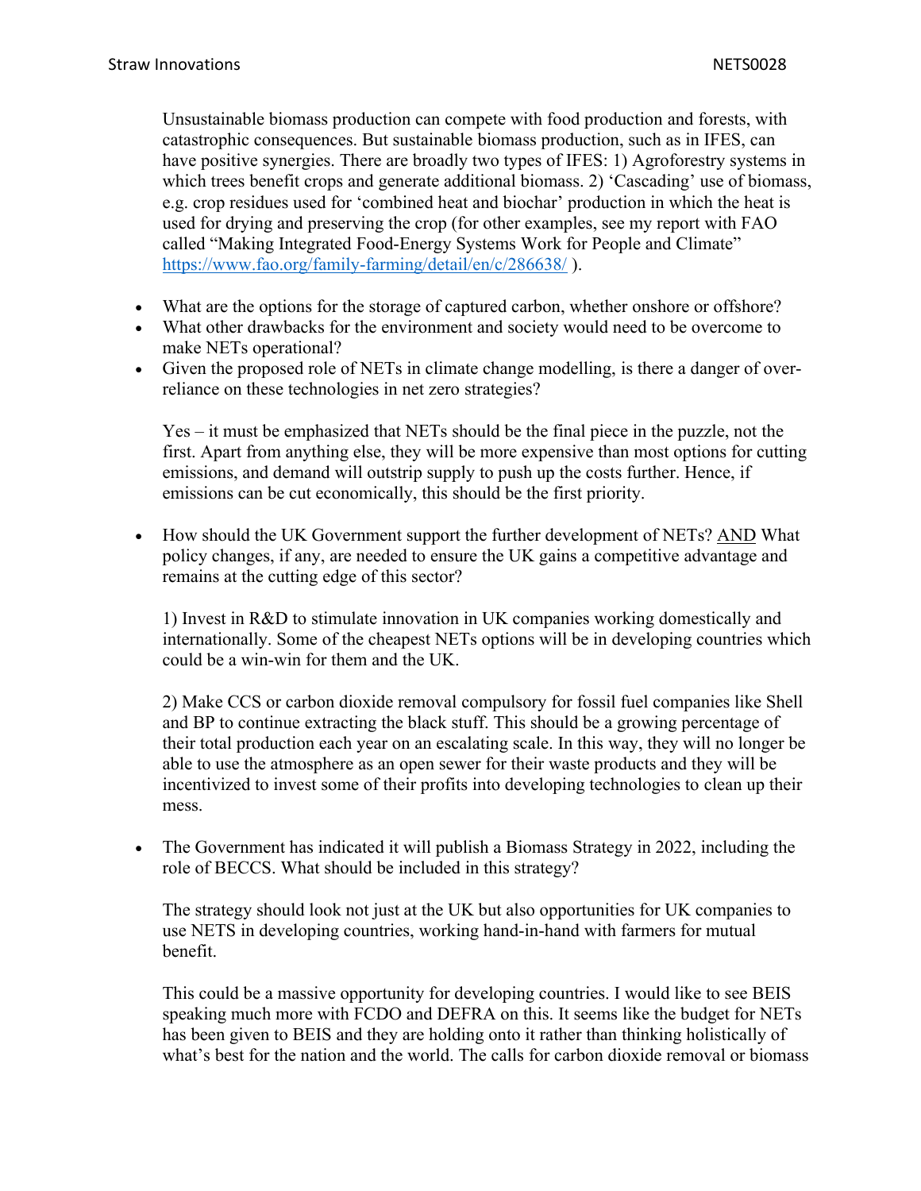Unsustainable biomass production can compete with food production and forests, with catastrophic consequences. But sustainable biomass production, such as in IFES, can have positive synergies. There are broadly two types of IFES: 1) Agroforestry systems in which trees benefit crops and generate additional biomass. 2) 'Cascading' use of biomass, e.g. crop residues used for 'combined heat and biochar' production in which the heat is used for drying and preserving the crop (for other examples, see my report with FAO called "Making Integrated Food-Energy Systems Work for People and Climate" https://www.fao.org/family-farming/detail/en/c/286638/ ).

- What are the options for the storage of captured carbon, whether onshore or offshore?
- What other drawbacks for the environment and society would need to be overcome to make NETs operational?
- Given the proposed role of NETs in climate change modelling, is there a danger of over-reliance on these technologies in net zero strategies?

  Yes – it must be emphasized that NETs should be the final piece in the puzzle, not the first. Apart from anything else, they will be more expensive than most options for cutting emissions, and demand will outstrip supply to push up the costs further. Hence, if emissions can be cut economically, this should be the first priority.

- How should the UK Government support the further development of NETs? AND What policy changes, if any, are needed to ensure the UK gains a competitive advantage and remains at the cutting edge of this sector?

  1) Invest in R&D to stimulate innovation in UK companies working domestically and internationally. Some of the cheapest NETs options will be in developing countries which could be a win-win for them and the UK.

  2) Make CCS or carbon dioxide removal compulsory for fossil fuel companies like Shell and BP to continue extracting the black stuff. This should be a growing percentage of their total production each year on an escalating scale. In this way, they will no longer be able to use the atmosphere as an open sewer for their waste products and they will be incentivized to invest some of their profits into developing technologies to clean up their mess.

- The Government has indicated it will publish a Biomass Strategy in 2022, including the role of BECCS. What should be included in this strategy?

  The strategy should look not just at the UK but also opportunities for UK companies to use NETS in developing countries, working hand-in-hand with farmers for mutual benefit.

  This could be a massive opportunity for developing countries. I would like to see BEIS speaking much more with FCDO and DEFRA on this. It seems like the budget for NETs has been given to BEIS and they are holding onto it rather than thinking holistically of what's best for the nation and the world. The calls for carbon dioxide removal or biomass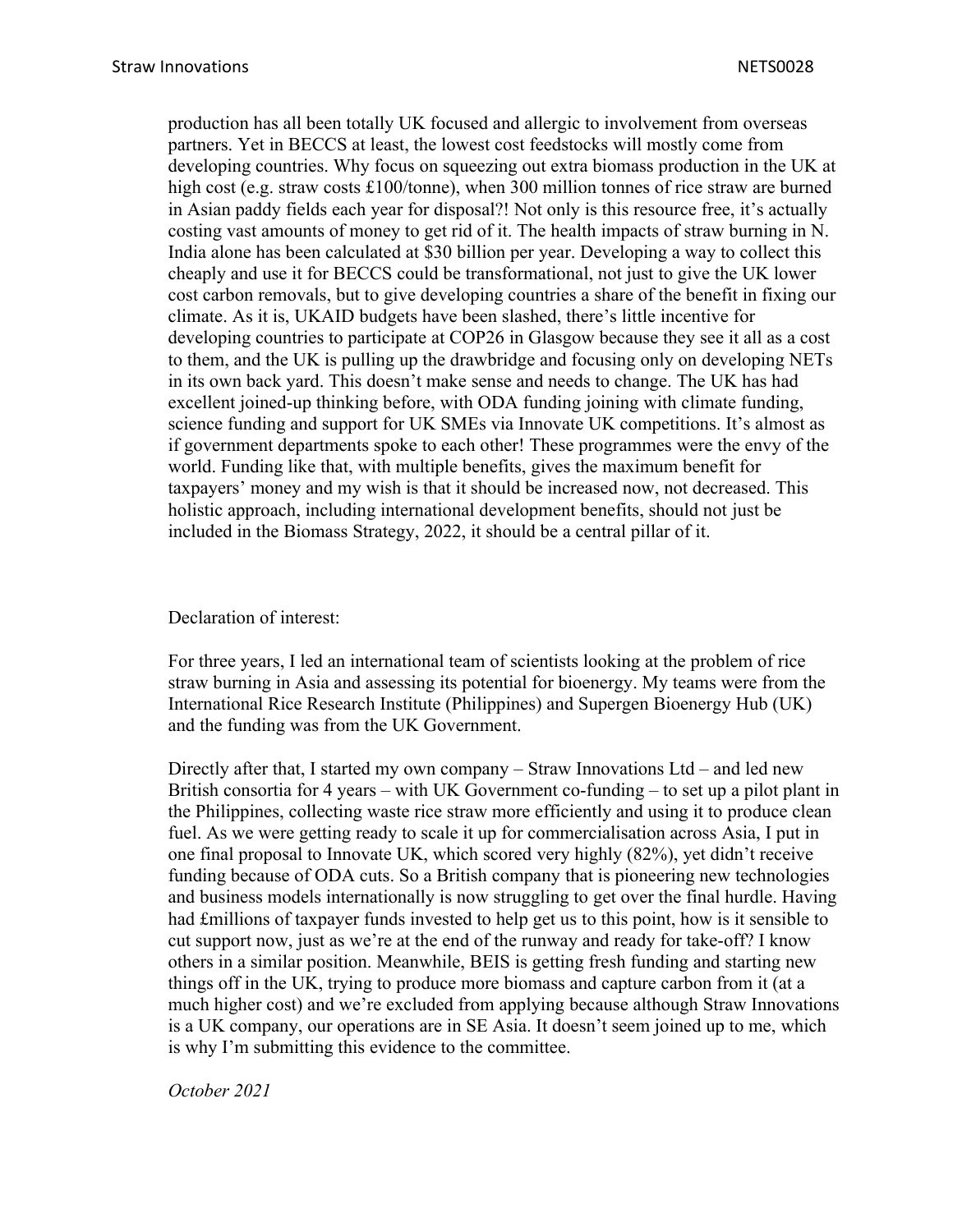production has all been totally UK focused and allergic to involvement from overseas partners. Yet in BECCS at least, the lowest cost feedstocks will mostly come from developing countries. Why focus on squeezing out extra biomass production in the UK at high cost (e.g. straw costs £100/tonne), when 300 million tonnes of rice straw are burned in Asian paddy fields each year for disposal?! Not only is this resource free, it's actually costing vast amounts of money to get rid of it. The health impacts of straw burning in N. India alone has been calculated at $30 billion per year. Developing a way to collect this cheaply and use it for BECCS could be transformational, not just to give the UK lower cost carbon removals, but to give developing countries a share of the benefit in fixing our climate. As it is, UKAID budgets have been slashed, there's little incentive for developing countries to participate at COP26 in Glasgow because they see it all as a cost to them, and the UK is pulling up the drawbridge and focusing only on developing NETs in its own back yard. This doesn't make sense and needs to change. The UK has had excellent joined-up thinking before, with ODA funding joining with climate funding, science funding and support for UK SMEs via Innovate UK competitions. It's almost as if government departments spoke to each other! These programmes were the envy of the world. Funding like that, with multiple benefits, gives the maximum benefit for taxpayers' money and my wish is that it should be increased now, not decreased. This holistic approach, including international development benefits, should not just be included in the Biomass Strategy, 2022, it should be a central pillar of it.

Declaration of interest:

For three years, I led an international team of scientists looking at the problem of rice straw burning in Asia and assessing its potential for bioenergy. My teams were from the International Rice Research Institute (Philippines) and Supergen Bioenergy Hub (UK) and the funding was from the UK Government.

Directly after that, I started my own company – Straw Innovations Ltd – and led new British consortia for 4 years – with UK Government co-funding – to set up a pilot plant in the Philippines, collecting waste rice straw more efficiently and using it to produce clean fuel. As we were getting ready to scale it up for commercialisation across Asia, I put in one final proposal to Innovate UK, which scored very highly (82%), yet didn't receive funding because of ODA cuts. So a British company that is pioneering new technologies and business models internationally is now struggling to get over the final hurdle. Having had £millions of taxpayer funds invested to help get us to this point, how is it sensible to cut support now, just as we're at the end of the runway and ready for take-off? I know others in a similar position. Meanwhile, BEIS is getting fresh funding and starting new things off in the UK, trying to produce more biomass and capture carbon from it (at a much higher cost) and we're excluded from applying because although Straw Innovations is a UK company, our operations are in SE Asia. It doesn't seem joined up to me, which is why I'm submitting this evidence to the committee.

*October 2021*